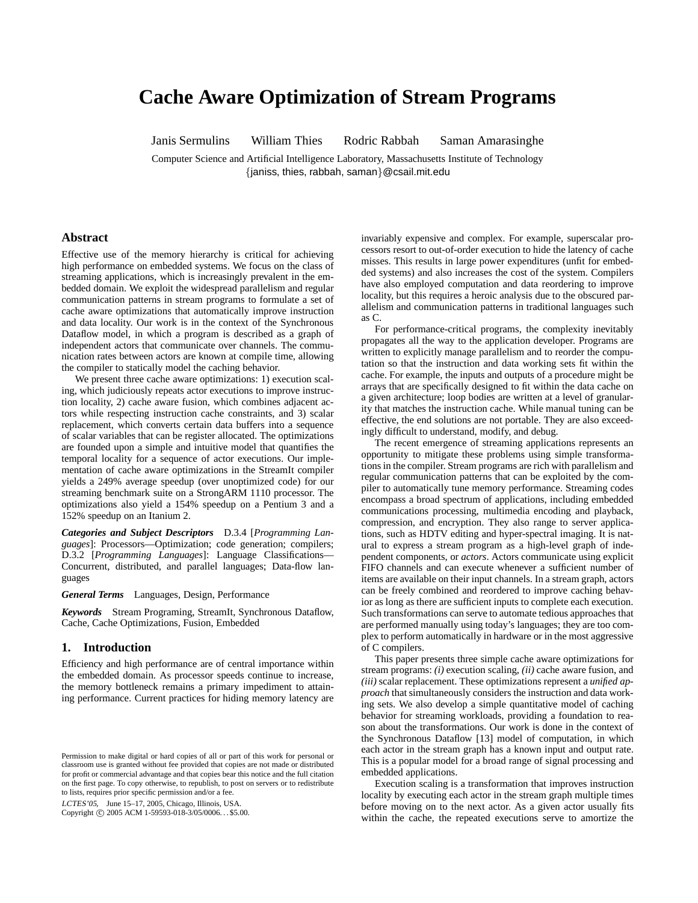# Cache Aware Optimization of Stream Programs

Janis Sermulins William Thies Rodric Rabbah Saman Amarasinghe

Computer Science and Artificial Intelligence Laboratory, Massachusetts Institute of Technology
{janiss, thies, rabbah, saman}@csail.mit.edu

## Abstract

Effective use of the memory hierarchy is critical for achieving high performance on embedded systems. We focus on the class of streaming applications, which is increasingly prevalent in the embedded domain. We exploit the widespread parallelism and regular communication patterns in stream programs to formulate a set of cache aware optimizations that automatically improve instruction and data locality. Our work is in the context of the Synchronous Dataflow model, in which a program is described as a graph of independent actors that communicate over channels. The communication rates between actors are known at compile time, allowing the compiler to statically model the caching behavior.

We present three cache aware optimizations: 1) execution scaling, which judiciously repeats actor executions to improve instruction locality, 2) cache aware fusion, which combines adjacent actors while respecting instruction cache constraints, and 3) scalar replacement, which converts certain data buffers into a sequence of scalar variables that can be register allocated. The optimizations are founded upon a simple and intuitive model that quantifies the temporal locality for a sequence of actor executions. Our implementation of cache aware optimizations in the StreamIt compiler yields a 249% average speedup (over unoptimized code) for our streaming benchmark suite on a StrongARM 1110 processor. The optimizations also yield a 154% speedup on a Pentium 3 and a 152% speedup on an Itanium 2.

***Categories and Subject Descriptors*** D.3.4 [*Programming Languages*]: Processors—Optimization; code generation; compilers; D.3.2 [*Programming Languages*]: Language Classifications—Concurrent, distributed, and parallel languages; Data-flow languages

***General Terms*** Languages, Design, Performance

***Keywords*** Stream Programing, StreamIt, Synchronous Dataflow, Cache, Cache Optimizations, Fusion, Embedded

## 1. Introduction

Efficiency and high performance are of central importance within the embedded domain. As processor speeds continue to increase, the memory bottleneck remains a primary impediment to attaining performance. Current practices for hiding memory latency are invariably expensive and complex. For example, superscalar processors resort to out-of-order execution to hide the latency of cache misses. This results in large power expenditures (unfit for embedded systems) and also increases the cost of the system. Compilers have also employed computation and data reordering to improve locality, but this requires a heroic analysis due to the obscured parallelism and communication patterns in traditional languages such as C.

For performance-critical programs, the complexity inevitably propagates all the way to the application developer. Programs are written to explicitly manage parallelism and to reorder the computation so that the instruction and data working sets fit within the cache. For example, the inputs and outputs of a procedure might be arrays that are specifically designed to fit within the data cache on a given architecture; loop bodies are written at a level of granularity that matches the instruction cache. While manual tuning can be effective, the end solutions are not portable. They are also exceedingly difficult to understand, modify, and debug.

The recent emergence of streaming applications represents an opportunity to mitigate these problems using simple transformations in the compiler. Stream programs are rich with parallelism and regular communication patterns that can be exploited by the compiler to automatically tune memory performance. Streaming codes encompass a broad spectrum of applications, including embedded communications processing, multimedia encoding and playback, compression, and encryption. They also range to server applications, such as HDTV editing and hyper-spectral imaging. It is natural to express a stream program as a high-level graph of independent components, or *actors*. Actors communicate using explicit FIFO channels and can execute whenever a sufficient number of items are available on their input channels. In a stream graph, actors can be freely combined and reordered to improve caching behavior as long as there are sufficient inputs to complete each execution. Such transformations can serve to automate tedious approaches that are performed manually using today's languages; they are too complex to perform automatically in hardware or in the most aggressive of C compilers.

This paper presents three simple cache aware optimizations for stream programs: *(i)* execution scaling, *(ii)* cache aware fusion, and *(iii)* scalar replacement. These optimizations represent a *unified approach* that simultaneously considers the instruction and data working sets. We also develop a simple quantitative model of caching behavior for streaming workloads, providing a foundation to reason about the transformations. Our work is done in the context of the Synchronous Dataflow [13] model of computation, in which each actor in the stream graph has a known input and output rate. This is a popular model for a broad range of signal processing and embedded applications.

Execution scaling is a transformation that improves instruction locality by executing each actor in the stream graph multiple times before moving on to the next actor. As a given actor usually fits within the cache, the repeated executions serve to amortize the

Permission to make digital or hard copies of all or part of this work for personal or classroom use is granted without fee provided that copies are not made or distributed for profit or commercial advantage and that copies bear this notice and the full citation on the first page. To copy otherwise, to republish, to post on servers or to redistribute to lists, requires prior specific permission and/or a fee.

*LCTES'05,* June 15–17, 2005, Chicago, Illinois, USA.
Copyright © 2005 ACM 1-59593-018-3/05/0006...$5.00.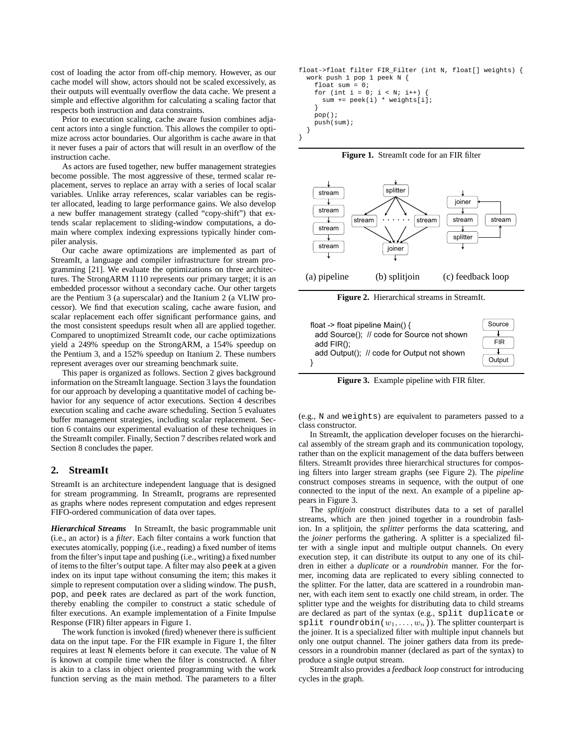cost of loading the actor from off-chip memory. However, as our cache model will show, actors should not be scaled excessively, as their outputs will eventually overflow the data cache. We present a simple and effective algorithm for calculating a scaling factor that respects both instruction and data constraints.

Prior to execution scaling, cache aware fusion combines adjacent actors into a single function. This allows the compiler to optimize across actor boundaries. Our algorithm is cache aware in that it never fuses a pair of actors that will result in an overflow of the instruction cache.

As actors are fused together, new buffer management strategies become possible. The most aggressive of these, termed scalar replacement, serves to replace an array with a series of local scalar variables. Unlike array references, scalar variables can be register allocated, leading to large performance gains. We also develop a new buffer management strategy (called "copy-shift") that extends scalar replacement to sliding-window computations, a domain where complex indexing expressions typically hinder compiler analysis.

Our cache aware optimizations are implemented as part of StreamIt, a language and compiler infrastructure for stream programming [21]. We evaluate the optimizations on three architectures. The StrongARM 1110 represents our primary target; it is an embedded processor without a secondary cache. Our other targets are the Pentium 3 (a superscalar) and the Itanium 2 (a VLIW processor). We find that execution scaling, cache aware fusion, and scalar replacement each offer significant performance gains, and the most consistent speedups result when all are applied together. Compared to unoptimized StreamIt code, our cache optimizations yield a 249% speedup on the StrongARM, a 154% speedup on the Pentium 3, and a 152% speedup on Itanium 2. These numbers represent averages over our streaming benchmark suite.

This paper is organized as follows. Section 2 gives background information on the StreamIt language. Section 3 lays the foundation for our approach by developing a quantitative model of caching behavior for any sequence of actor executions. Section 4 describes execution scaling and cache aware scheduling. Section 5 evaluates buffer management strategies, including scalar replacement. Section 6 contains our experimental evaluation of these techniques in the StreamIt compiler. Finally, Section 7 describes related work and Section 8 concludes the paper.

## 2. StreamIt

StreamIt is an architecture independent language that is designed for stream programming. In StreamIt, programs are represented as graphs where nodes represent computation and edges represent FIFO-ordered communication of data over tapes.

***Hierarchical Streams*** In StreamIt, the basic programmable unit (i.e., an actor) is a *filter*. Each filter contains a work function that executes atomically, popping (i.e., reading) a fixed number of items from the filter's input tape and pushing (i.e., writing) a fixed number of items to the filter's output tape. A filter may also `peek` at a given index on its input tape without consuming the item; this makes it simple to represent computation over a sliding window. The `push`, `pop`, and `peek` rates are declared as part of the work function, thereby enabling the compiler to construct a static schedule of filter executions. An example implementation of a Finite Impulse Response (FIR) filter appears in Figure 1.

The work function is invoked (fired) whenever there is sufficient data on the input tape. For the FIR example in Figure 1, the filter requires at least `N` elements before it can execute. The value of `N` is known at compile time when the filter is constructed. A filter is akin to a class in object oriented programming with the work function serving as the main method. The parameters to a filter (e.g., `N` and `weights`) are equivalent to parameters passed to a class constructor.

```
float->float filter FIR_Filter (int N, float[] weights) {
  work push 1 pop 1 peek N {
    float sum = 0;
    for (int i = 0; i < N; i++) {
      sum += peek(i) * weights[i];
    }
    pop();
    push(sum);
  }
}
```

**Figure 1.** StreamIt code for an FIR filter

(a) pipeline (b) splitjoin (c) feedback loop

**Figure 2.** Hierarchical streams in StreamIt.

```
float -> float pipeline Main() {
  add Source();  // code for Source not shown
  add FIR();
  add Output();  // code for Output not shown
}
```

**Figure 3.** Example pipeline with FIR filter.

In StreamIt, the application developer focuses on the hierarchical assembly of the stream graph and its communication topology, rather than on the explicit management of the data buffers between filters. StreamIt provides three hierarchical structures for composing filters into larger stream graphs (see Figure 2). The *pipeline* construct composes streams in sequence, with the output of one connected to the input of the next. An example of a pipeline appears in Figure 3.

The *splitjoin* construct distributes data to a set of parallel streams, which are then joined together in a roundrobin fashion. In a splitjoin, the *splitter* performs the data scattering, and the *joiner* performs the gathering. A splitter is a specialized filter with a single input and multiple output channels. On every execution step, it can distribute its output to any one of its children in either a *duplicate* or a *roundrobin* manner. For the former, incoming data are replicated to every sibling connected to the splitter. For the latter, data are scattered in a roundrobin manner, with each item sent to exactly one child stream, in order. The splitter type and the weights for distributing data to child streams are declared as part of the syntax (e.g., `split duplicate` or `split roundrobin(`$w_1, \ldots, w_n$`)`). The splitter counterpart is the joiner. It is a specialized filter with multiple input channels but only one output channel. The joiner gathers data from its predecessors in a roundrobin manner (declared as part of the syntax) to produce a single output stream.

StreamIt also provides a *feedback loop* construct for introducing cycles in the graph.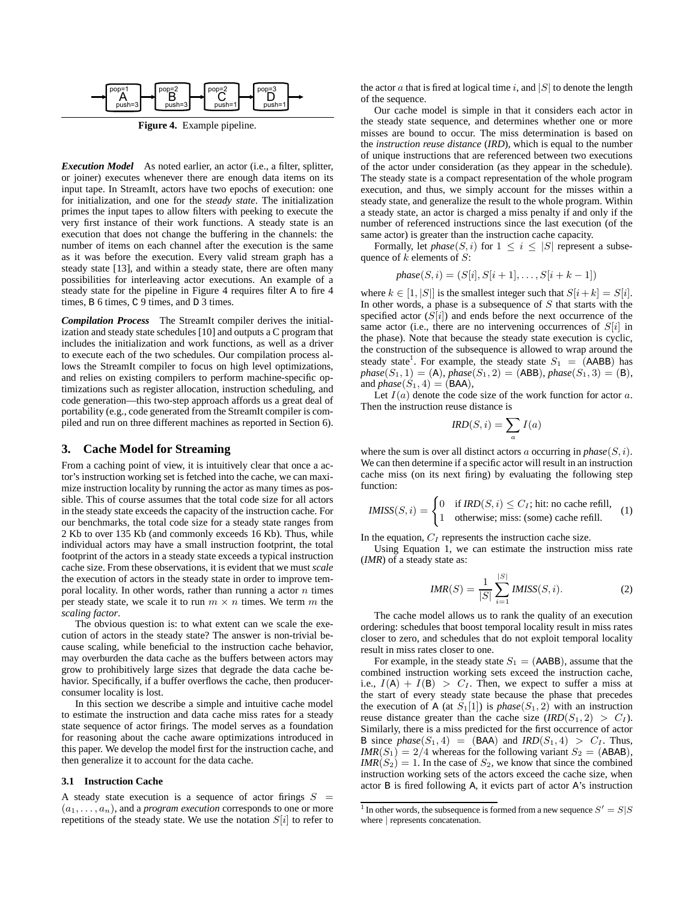Figure 4. Example pipeline.

***Execution Model*** As noted earlier, an actor (i.e., a filter, splitter, or joiner) executes whenever there are enough data items on its input tape. In StreamIt, actors have two epochs of execution: one for initialization, and one for the *steady state*. The initialization primes the input tapes to allow filters with peeking to execute the very first instance of their work functions. A steady state is an execution that does not change the buffering in the channels: the number of items on each channel after the execution is the same as it was before the execution. Every valid stream graph has a steady state [13], and within a steady state, there are often many possibilities for interleaving actor executions. An example of a steady state for the pipeline in Figure 4 requires filter A to fire 4 times, B 6 times, C 9 times, and D 3 times.

***Compilation Process*** The StreamIt compiler derives the initialization and steady state schedules [10] and outputs a C program that includes the initialization and work functions, as well as a driver to execute each of the two schedules. Our compilation process allows the StreamIt compiler to focus on high level optimizations, and relies on existing compilers to perform machine-specific optimizations such as register allocation, instruction scheduling, and code generation—this two-step approach affords us a great deal of portability (e.g., code generated from the StreamIt compiler is compiled and run on three different machines as reported in Section 6).

## 3. Cache Model for Streaming

From a caching point of view, it is intuitively clear that once a actor's instruction working set is fetched into the cache, we can maximize instruction locality by running the actor as many times as possible. This of course assumes that the total code size for all actors in the steady state exceeds the capacity of the instruction cache. For our benchmarks, the total code size for a steady state ranges from 2 Kb to over 135 Kb (and commonly exceeds 16 Kb). Thus, while individual actors may have a small instruction footprint, the total footprint of the actors in a steady state exceeds a typical instruction cache size. From these observations, it is evident that we must *scale* the execution of actors in the steady state in order to improve temporal locality. In other words, rather than running a actor $n$ times per steady state, we scale it to run $m \times n$ times. We term $m$ the *scaling factor*.

The obvious question is: to what extent can we scale the execution of actors in the steady state? The answer is non-trivial because scaling, while beneficial to the instruction cache behavior, may overburden the data cache as the buffers between actors may grow to prohibitively large sizes that degrade the data cache behavior. Specifically, if a buffer overflows the cache, then producer-consumer locality is lost.

In this section we describe a simple and intuitive cache model to estimate the instruction and data cache miss rates for a steady state sequence of actor firings. The model serves as a foundation for reasoning about the cache aware optimizations introduced in this paper. We develop the model first for the instruction cache, and then generalize it to account for the data cache.

### 3.1 Instruction Cache

A steady state execution is a sequence of actor firings $S = (a_1, \ldots, a_n)$, and a *program execution* corresponds to one or more repetitions of the steady state. We use the notation $S[i]$ to refer to the actor $a$ that is fired at logical time $i$, and $|S|$ to denote the length of the sequence.

Our cache model is simple in that it considers each actor in the steady state sequence, and determines whether one or more misses are bound to occur. The miss determination is based on the *instruction reuse distance* (*IRD*), which is equal to the number of unique instructions that are referenced between two executions of the actor under consideration (as they appear in the schedule). The steady state is a compact representation of the whole program execution, and thus, we simply account for the misses within a steady state, and generalize the result to the whole program. Within a steady state, an actor is charged a miss penalty if and only if the number of referenced instructions since the last execution (of the same actor) is greater than the instruction cache capacity.

Formally, let $\textit{phase}(S, i)$ for $1 \leq i \leq |S|$ represent a subsequence of $k$ elements of $S$:

$$\textit{phase}(S, i) = (S[i], S[i+1], \ldots, S[i+k-1])$$

where $k \in [1, |S|]$ is the smallest integer such that $S[i+k] = S[i]$. In other words, a phase is a subsequence of $S$ that starts with the specified actor ($S[i]$) and ends before the next occurrence of the same actor (i.e., there are no intervening occurrences of $S[i]$ in the phase). Note that because the steady state execution is cyclic, the construction of the subsequence is allowed to wrap around the steady state[1]. For example, the steady state $S_1 = (\mathsf{AABB})$ has $\textit{phase}(S_1, 1) = (\mathsf{A})$, $\textit{phase}(S_1, 2) = (\mathsf{ABB})$, $\textit{phase}(S_1, 3) = (\mathsf{B})$, and $\textit{phase}(S_1, 4) = (\mathsf{BAA})$.

Let $I(a)$ denote the code size of the work function for actor $a$. Then the instruction reuse distance is

$$\textit{IRD}(S, i) = \sum_{a} I(a)$$

where the sum is over all distinct actors $a$ occurring in $\textit{phase}(S, i)$. We can then determine if a specific actor will result in an instruction cache miss (on its next firing) by evaluating the following step function:

$$\textit{IMISS}(S, i) = \begin{cases} 0 & \text{if } \textit{IRD}(S, i) \leq C_I\text{; hit: no cache refill,} \\ 1 & \text{otherwise; miss: (some) cache refill.} \end{cases} \quad (1)$$

In the equation, $C_I$ represents the instruction cache size.

Using Equation 1, we can estimate the instruction miss rate (*IMR*) of a steady state as:

$$\textit{IMR}(S) = \frac{1}{|S|} \sum_{i=1}^{|S|} \textit{IMISS}(S, i). \quad (2)$$

The cache model allows us to rank the quality of an execution ordering: schedules that boost temporal locality result in miss rates closer to zero, and schedules that do not exploit temporal locality result in miss rates closer to one.

For example, in the steady state $S_1 = (\mathsf{AABB})$, assume that the combined instruction working sets exceed the instruction cache, i.e., $I(\mathsf{A}) + I(\mathsf{B}) > C_I$. Then, we expect to suffer a miss at the start of every steady state because the phase that precedes the execution of A (at $S_1[1]$) is $\textit{phase}(S_1, 2)$ with an instruction reuse distance greater than the cache size ($\textit{IRD}(S_1, 2) > C_I$). Similarly, there is a miss predicted for the first occurrence of actor B since $\textit{phase}(S_1, 4) = (\mathsf{BAA})$ and $\textit{IRD}(S_1, 4) > C_I$. Thus, $\textit{IMR}(S_1) = 2/4$ whereas for the following variant $S_2 = (\mathsf{ABAB})$, $\textit{IMR}(S_2) = 1$. In the case of $S_2$, we know that since the combined instruction working sets of the actors exceed the cache size, when actor B is fired following A, it evicts part of actor A's instruction

[1] In other words, the subsequence is formed from a new sequence $S' = S|S$ where $|$ represents concatenation.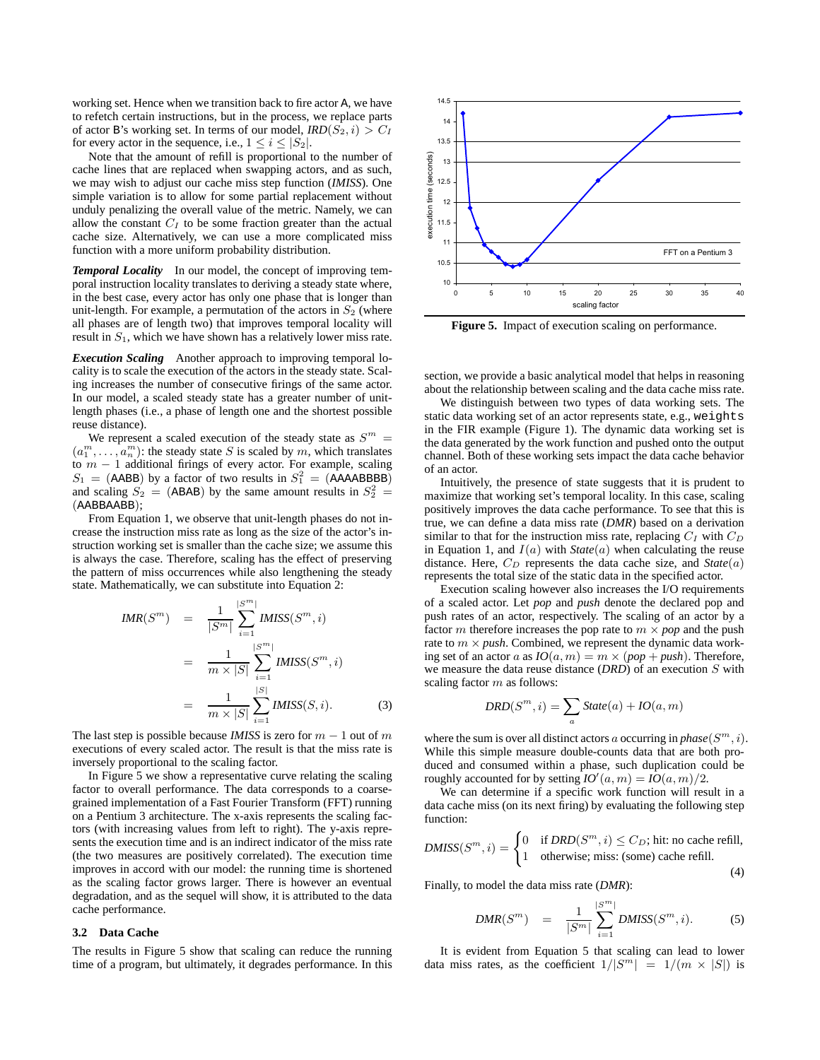working set. Hence when we transition back to fire actor A, we have to refetch certain instructions, but in the process, we replace parts of actor B's working set. In terms of our model, $IRD(S_2, i) > C_I$ for every actor in the sequence, i.e., $1 \leq i \leq |S_2|$.

Note that the amount of refill is proportional to the number of cache lines that are replaced when swapping actors, and as such, we may wish to adjust our cache miss step function (*IMISS*). One simple variation is to allow for some partial replacement without unduly penalizing the overall value of the metric. Namely, we can allow the constant $C_I$ to be some fraction greater than the actual cache size. Alternatively, we can use a more complicated miss function with a more uniform probability distribution.

***Temporal Locality*** In our model, the concept of improving temporal instruction locality translates to deriving a steady state where, in the best case, every actor has only one phase that is longer than unit-length. For example, a permutation of the actors in $S_2$ (where all phases are of length two) that improves temporal locality will result in $S_1$, which we have shown has a relatively lower miss rate.

***Execution Scaling*** Another approach to improving temporal locality is to scale the execution of the actors in the steady state. Scaling increases the number of consecutive firings of the same actor. In our model, a scaled steady state has a greater number of unit-length phases (i.e., a phase of length one and the shortest possible reuse distance).

We represent a scaled execution of the steady state as $S^m = (a_1^m, \ldots, a_n^m)$: the steady state $S$ is scaled by $m$, which translates to $m - 1$ additional firings of every actor. For example, scaling $S_1$ = (AABB) by a factor of two results in $S_1^2$ = (AAAABBBB) and scaling $S_2$ = (ABAB) by the same amount results in $S_2^2$ = (AABBAABB);

From Equation 1, we observe that unit-length phases do not increase the instruction miss rate as long as the size of the actor's instruction working set is smaller than the cache size; we assume this is always the case. Therefore, scaling has the effect of preserving the pattern of miss occurrences while also lengthening the steady state. Mathematically, we can substitute into Equation 2:

$$\begin{aligned}
IMR(S^m) &= \frac{1}{|S^m|} \sum_{i=1}^{|S^m|} IMISS(S^m, i) \\
&= \frac{1}{m \times |S|} \sum_{i=1}^{|S^m|} IMISS(S^m, i) \\
&= \frac{1}{m \times |S|} \sum_{i=1}^{|S|} IMISS(S, i). \qquad (3)
\end{aligned}$$

The last step is possible because *IMISS* is zero for $m - 1$ out of $m$ executions of every scaled actor. The result is that the miss rate is inversely proportional to the scaling factor.

In Figure 5 we show a representative curve relating the scaling factor to overall performance. The data corresponds to a coarse-grained implementation of a Fast Fourier Transform (FFT) running on a Pentium 3 architecture. The x-axis represents the scaling factors (with increasing values from left to right). The y-axis represents the execution time and is an indirect indicator of the miss rate (the two measures are positively correlated). The execution time improves in accord with our model: the running time is shortened as the scaling factor grows larger. There is however an eventual degradation, and as the sequel will show, it is attributed to the data cache performance.

**Figure 5.** Impact of execution scaling on performance.

### 3.2 Data Cache

The results in Figure 5 show that scaling can reduce the running time of a program, but ultimately, it degrades performance. In this section, we provide a basic analytical model that helps in reasoning about the relationship between scaling and the data cache miss rate.

We distinguish between two types of data working sets. The static data working set of an actor represents state, e.g., `weights` in the FIR example (Figure 1). The dynamic data working set is the data generated by the work function and pushed onto the output channel. Both of these working sets impact the data cache behavior of an actor.

Intuitively, the presence of state suggests that it is prudent to maximize that working set's temporal locality. In this case, scaling positively improves the data cache performance. To see that this is true, we can define a data miss rate (*DMR*) based on a derivation similar to that for the instruction miss rate, replacing $C_I$ with $C_D$ in Equation 1, and $I(a)$ with *State*$(a)$ when calculating the reuse distance. Here, $C_D$ represents the data cache size, and *State*$(a)$ represents the total size of the static data in the specified actor.

Execution scaling however also increases the I/O requirements of a scaled actor. Let *pop* and *push* denote the declared pop and push rates of an actor, respectively. The scaling of an actor by a factor $m$ therefore increases the pop rate to $m \times pop$ and the push rate to $m \times push$. Combined, we represent the dynamic data working set of an actor $a$ as $IO(a, m) = m \times (pop + push)$. Therefore, we measure the data reuse distance (*DRD*) of an execution $S$ with scaling factor $m$ as follows:

$$DRD(S^m, i) = \sum_a State(a) + IO(a, m)$$

where the sum is over all distinct actors $a$ occurring in *phase*$(S^m, i)$. While this simple measure double-counts data that are both produced and consumed within a phase, such duplication could be roughly accounted for by setting $IO'(a, m) = IO(a, m)/2$.

We can determine if a specific work function will result in a data cache miss (on its next firing) by evaluating the following step function:

$$DMISS(S^m, i) = \begin{cases} 0 & \text{if } DRD(S^m, i) \leq C_D\text{; hit: no cache refill,} \\ 1 & \text{otherwise; miss: (some) cache refill.} \end{cases} \qquad (4)$$

Finally, to model the data miss rate (*DMR*):

$$DMR(S^m) = \frac{1}{|S^m|} \sum_{i=1}^{|S^m|} DMISS(S^m, i). \qquad (5)$$

It is evident from Equation 5 that scaling can lead to lower data miss rates, as the coefficient $1/|S^m| = 1/(m \times |S|)$ is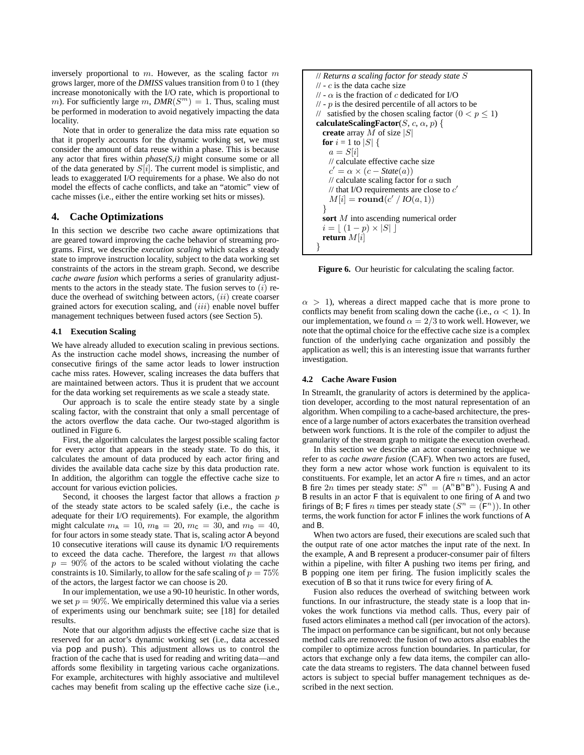inversely proportional to $m$. However, as the scaling factor $m$ grows larger, more of the *DMISS* values transition from 0 to 1 (they increase monotonically with the I/O rate, which is proportional to $m$). For sufficiently large $m$, $DMR(S^m) = 1$. Thus, scaling must be performed in moderation to avoid negatively impacting the data locality.

Note that in order to generalize the data miss rate equation so that it properly accounts for the dynamic working set, we must consider the amount of data reuse within a phase. This is because any actor that fires within *phase(S,i)* might consume some or all of the data generated by $S[i]$. The current model is simplistic, and leads to exaggerated I/O requirements for a phase. We also do not model the effects of cache conflicts, and take an "atomic" view of cache misses (i.e., either the entire working set hits or misses).

## 4. Cache Optimizations

In this section we describe two cache aware optimizations that are geared toward improving the cache behavior of streaming programs. First, we describe *execution scaling* which scales a steady state to improve instruction locality, subject to the data working set constraints of the actors in the stream graph. Second, we describe *cache aware fusion* which performs a series of granularity adjustments to the actors in the steady state. The fusion serves to $(i)$ reduce the overhead of switching between actors, $(ii)$ create coarser grained actors for execution scaling, and $(iii)$ enable novel buffer management techniques between fused actors (see Section 5).

### 4.1 Execution Scaling

We have already alluded to execution scaling in previous sections. As the instruction cache model shows, increasing the number of consecutive firings of the same actor leads to lower instruction cache miss rates. However, scaling increases the data buffers that are maintained between actors. Thus it is prudent that we account for the data working set requirements as we scale a steady state.

Our approach is to scale the entire steady state by a single scaling factor, with the constraint that only a small percentage of the actors overflow the data cache. Our two-staged algorithm is outlined in Figure 6.

First, the algorithm calculates the largest possible scaling factor for every actor that appears in the steady state. To do this, it calculates the amount of data produced by each actor firing and divides the available data cache size by this data production rate. In addition, the algorithm can toggle the effective cache size to account for various eviction policies.

Second, it chooses the largest factor that allows a fraction $p$ of the steady state actors to be scaled safely (i.e., the cache is adequate for their I/O requirements). For example, the algorithm might calculate $m_{\mathsf{A}} = 10$, $m_{\mathsf{B}} = 20$, $m_{\mathsf{C}} = 30$, and $m_{\mathsf{D}} = 40$, for four actors in some steady state. That is, scaling actor A beyond 10 consecutive iterations will cause its dynamic I/O requirements to exceed the data cache. Therefore, the largest $m$ that allows $p = 90\%$ of the actors to be scaled without violating the cache constraints is 10. Similarly, to allow for the safe scaling of $p = 75\%$ of the actors, the largest factor we can choose is 20.

In our implementation, we use a 90-10 heuristic. In other words, we set $p = 90\%$. We empirically determined this value via a series of experiments using our benchmark suite; see [18] for detailed results.

Note that our algorithm adjusts the effective cache size that is reserved for an actor's dynamic working set (i.e., data accessed via pop and push). This adjustment allows us to control the fraction of the cache that is used for reading and writing data—and affords some flexibility in targeting various cache organizations. For example, architectures with highly associative and multilevel caches may benefit from scaling up the effective cache size (i.e., $\alpha > 1$), whereas a direct mapped cache that is more prone to conflicts may benefit from scaling down the cache (i.e., $\alpha < 1$). In our implementation, we found $\alpha = 2/3$ to work well. However, we note that the optimal choice for the effective cache size is a complex function of the underlying cache organization and possibly the application as well; this is an interesting issue that warrants further investigation.

```
// Returns a scaling factor for steady state S
// - c is the data cache size
// - α is the fraction of c dedicated for I/O
// - p is the desired percentile of all actors to be
//   satisfied by the chosen scaling factor (0 < p ≤ 1)
calculateScalingFactor(S, c, α, p) {
  create array M of size |S|
  for i = 1 to |S| {
    a = S[i]
    // calculate effective cache size
    c' = α × (c − State(a))
    // calculate scaling factor for a such
    // that I/O requirements are close to c'
    M[i] = round(c' / IO(a, 1))
  }
  sort M into ascending numerical order
  i = ⌊ (1 − p) × |S| ⌋
  return M[i]
}
```

**Figure 6.** Our heuristic for calculating the scaling factor.

### 4.2 Cache Aware Fusion

In StreamIt, the granularity of actors is determined by the application developer, according to the most natural representation of an algorithm. When compiling to a cache-based architecture, the presence of a large number of actors exacerbates the transition overhead between work functions. It is the role of the compiler to adjust the granularity of the stream graph to mitigate the execution overhead.

In this section we describe an actor coarsening technique we refer to as *cache aware fusion* (CAF). When two actors are fused, they form a new actor whose work function is equivalent to its constituents. For example, let an actor A fire $n$ times, and an actor B fire $2n$ times per steady state: $S^n = (\mathsf{A}^n \mathsf{B}^n \mathsf{B}^n)$. Fusing A and B results in an actor F that is equivalent to one firing of A and two firings of B; F fires $n$ times per steady state ($S^n = (\mathsf{F}^n)$). In other terms, the work function for actor F inlines the work functions of A and B.

When two actors are fused, their executions are scaled such that the output rate of one actor matches the input rate of the next. In the example, A and B represent a producer-consumer pair of filters within a pipeline, with filter A pushing two items per firing, and B popping one item per firing. The fusion implicitly scales the execution of B so that it runs twice for every firing of A.

Fusion also reduces the overhead of switching between work functions. In our infrastructure, the steady state is a loop that invokes the work functions via method calls. Thus, every pair of fused actors eliminates a method call (per invocation of the actors). The impact on performance can be significant, but not only because method calls are removed: the fusion of two actors also enables the compiler to optimize across function boundaries. In particular, for actors that exchange only a few data items, the compiler can allocate the data streams to registers. The data channel between fused actors is subject to special buffer management techniques as described in the next section.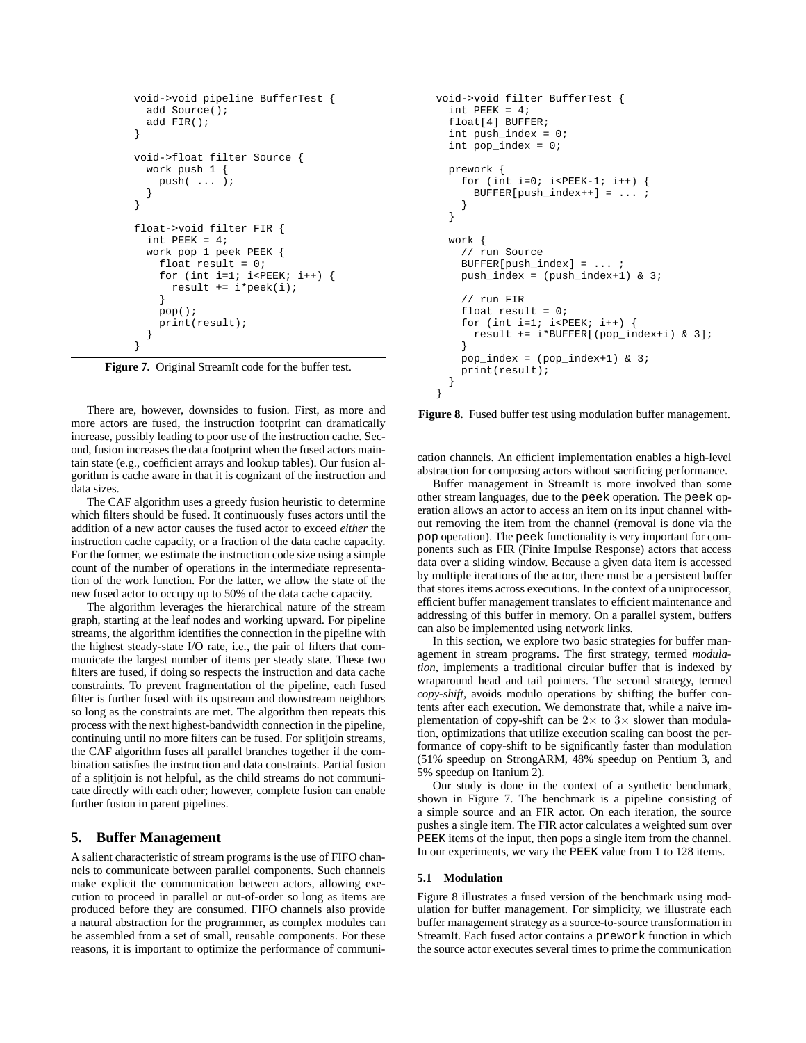```
void->void pipeline BufferTest {
  add Source();
  add FIR();
}

void->float filter Source {
  work push 1 {
    push( ... );
  }
}

float->void filter FIR {
  int PEEK = 4;
  work pop 1 peek PEEK {
    float result = 0;
    for (int i=1; i<PEEK; i++) {
      result += i*peek(i);
    }
    pop();
    print(result);
  }
}
```

**Figure 7.** Original StreamIt code for the buffer test.

There are, however, downsides to fusion. First, as more and more actors are fused, the instruction footprint can dramatically increase, possibly leading to poor use of the instruction cache. Second, fusion increases the data footprint when the fused actors maintain state (e.g., coefficient arrays and lookup tables). Our fusion algorithm is cache aware in that it is cognizant of the instruction and data sizes.

The CAF algorithm uses a greedy fusion heuristic to determine which filters should be fused. It continuously fuses actors until the addition of a new actor causes the fused actor to exceed *either* the instruction cache capacity, or a fraction of the data cache capacity. For the former, we estimate the instruction code size using a simple count of the number of operations in the intermediate representation of the work function. For the latter, we allow the state of the new fused actor to occupy up to 50% of the data cache capacity.

The algorithm leverages the hierarchical nature of the stream graph, starting at the leaf nodes and working upward. For pipeline streams, the algorithm identifies the connection in the pipeline with the highest steady-state I/O rate, i.e., the pair of filters that communicate the largest number of items per steady state. These two filters are fused, if doing so respects the instruction and data cache constraints. To prevent fragmentation of the pipeline, each fused filter is further fused with its upstream and downstream neighbors so long as the constraints are met. The algorithm then repeats this process with the next highest-bandwidth connection in the pipeline, continuing until no more filters can be fused. For splitjoin streams, the CAF algorithm fuses all parallel branches together if the combination satisfies the instruction and data constraints. Partial fusion of a splitjoin is not helpful, as the child streams do not communicate directly with each other; however, complete fusion can enable further fusion in parent pipelines.

## 5. Buffer Management

A salient characteristic of stream programs is the use of FIFO channels to communicate between parallel components. Such channels make explicit the communication between actors, allowing execution to proceed in parallel or out-of-order so long as items are produced before they are consumed. FIFO channels also provide a natural abstraction for the programmer, as complex modules can be assembled from a set of small, reusable components. For these reasons, it is important to optimize the performance of communication channels. An efficient implementation enables a high-level abstraction for composing actors without sacrificing performance.

```
void->void filter BufferTest {
  int PEEK = 4;
  float[4] BUFFER;
  int push_index = 0;
  int pop_index = 0;

  prework {
    for (int i=0; i<PEEK-1; i++) {
      BUFFER[push_index++] = ... ;
    }
  }

  work {
    // run Source
    BUFFER[push_index] = ... ;
    push_index = (push_index+1) & 3;

    // run FIR
    float result = 0;
    for (int i=1; i<PEEK; i++) {
      result += i*BUFFER[(pop_index+i) & 3];
    }
    pop_index = (pop_index+1) & 3;
    print(result);
  }
}
```

**Figure 8.** Fused buffer test using modulation buffer management.

Buffer management in StreamIt is more involved than some other stream languages, due to the peek operation. The peek operation allows an actor to access an item on its input channel without removing the item from the channel (removal is done via the pop operation). The peek functionality is very important for components such as FIR (Finite Impulse Response) actors that access data over a sliding window. Because a given data item is accessed by multiple iterations of the actor, there must be a persistent buffer that stores items across executions. In the context of a uniprocessor, efficient buffer management translates to efficient maintenance and addressing of this buffer in memory. On a parallel system, buffers can also be implemented using network links.

In this section, we explore two basic strategies for buffer management in stream programs. The first strategy, termed *modulation*, implements a traditional circular buffer that is indexed by wraparound head and tail pointers. The second strategy, termed *copy-shift*, avoids modulo operations by shifting the buffer contents after each execution. We demonstrate that, while a naive implementation of copy-shift can be $2\times$ to $3\times$ slower than modulation, optimizations that utilize execution scaling can boost the performance of copy-shift to be significantly faster than modulation (51% speedup on StrongARM, 48% speedup on Pentium 3, and 5% speedup on Itanium 2).

Our study is done in the context of a synthetic benchmark, shown in Figure 7. The benchmark is a pipeline consisting of a simple source and an FIR actor. On each iteration, the source pushes a single item. The FIR actor calculates a weighted sum over PEEK items of the input, then pops a single item from the channel. In our experiments, we vary the PEEK value from 1 to 128 items.

### 5.1 Modulation

Figure 8 illustrates a fused version of the benchmark using modulation for buffer management. For simplicity, we illustrate each buffer management strategy as a source-to-source transformation in StreamIt. Each fused actor contains a prework function in which the source actor executes several times to prime the communication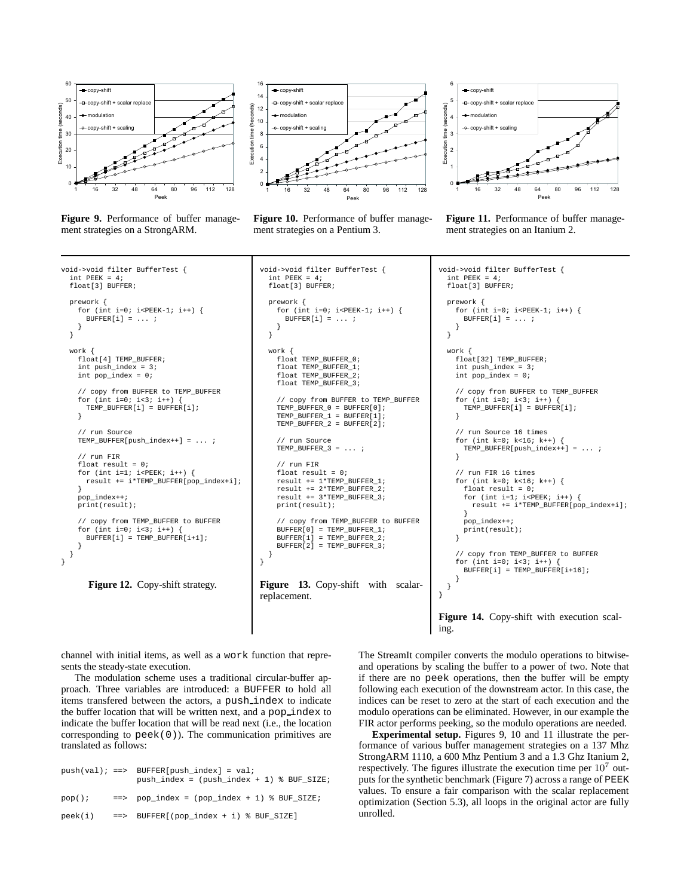Figure 9. Performance of buffer management strategies on a StrongARM.

Figure 10. Performance of buffer management strategies on a Pentium 3.

Figure 11. Performance of buffer management strategies on an Itanium 2.

```
void->void filter BufferTest {
  int PEEK = 4;
  float[3] BUFFER;

  prework {
    for (int i=0; i<PEEK-1; i++) {
      BUFFER[i] = ... ;
    }
  }

  work {
    float[4] TEMP_BUFFER;
    int push_index = 3;
    int pop_index = 0;

    // copy from BUFFER to TEMP_BUFFER
    for (int i=0; i<3; i++) {
      TEMP_BUFFER[i] = BUFFER[i];
    }

    // run Source
    TEMP_BUFFER[push_index++] = ... ;

    // run FIR
    float result = 0;
    for (int i=1; i<PEEK; i++) {
      result += i*TEMP_BUFFER[pop_index+i];
    }
    pop_index++;
    print(result);

    // copy from TEMP_BUFFER to BUFFER
    for (int i=0; i<3; i++) {
      BUFFER[i] = TEMP_BUFFER[i+1];
    }
  }
}
```

**Figure 12.** Copy-shift strategy.

```
void->void filter BufferTest {
  int PEEK = 4;
  float[3] BUFFER;

  prework {
    for (int i=0; i<PEEK-1; i++) {
      BUFFER[i] = ... ;
    }
  }

  work {
    float TEMP_BUFFER_0;
    float TEMP_BUFFER_1;
    float TEMP_BUFFER_2;
    float TEMP_BUFFER_3;

    // copy from BUFFER to TEMP_BUFFER
    TEMP_BUFFER_0 = BUFFER[0];
    TEMP_BUFFER_1 = BUFFER[1];
    TEMP_BUFFER_2 = BUFFER[2];

    // run Source
    TEMP_BUFFER_3 = ... ;

    // run FIR
    float result = 0;
    result += 1*TEMP_BUFFER_1;
    result += 2*TEMP_BUFFER_2;
    result += 3*TEMP_BUFFER_3;
    print(result);

    // copy from TEMP_BUFFER to BUFFER
    BUFFER[0] = TEMP_BUFFER_1;
    BUFFER[1] = TEMP_BUFFER_2;
    BUFFER[2] = TEMP_BUFFER_3;
  }
}
```

**Figure 13.** Copy-shift with scalar-replacement.

```
void->void filter BufferTest {
  int PEEK = 4;
  float[3] BUFFER;

  prework {
    for (int i=0; i<PEEK-1; i++) {
      BUFFER[i] = ... ;
    }
  }

  work {
    float[32] TEMP_BUFFER;
    int push_index = 3;
    int pop_index = 0;

    // copy from BUFFER to TEMP_BUFFER
    for (int i=0; i<3; i++) {
      TEMP_BUFFER[i] = BUFFER[i];
    }

    // run Source 16 times
    for (int k=0; k<16; k++) {
      TEMP_BUFFER[push_index++] = ... ;
    }

    // run FIR 16 times
    for (int k=0; k<16; k++) {
      float result = 0;
      for (int i=1; i<PEEK; i++) {
        result += i*TEMP_BUFFER[pop_index+i];
      }
      pop_index++;
      print(result);
    }

    // copy from TEMP_BUFFER to BUFFER
    for (int i=0; i<3; i++) {
      BUFFER[i] = TEMP_BUFFER[i+16];
    }
  }
}
```

**Figure 14.** Copy-shift with execution scaling.

channel with initial items, as well as a `work` function that represents the steady-state execution.

The modulation scheme uses a traditional circular-buffer approach. Three variables are introduced: a BUFFER to hold all items transfered between the actors, a push_index to indicate the buffer location that will be written next, and a pop_index to indicate the buffer location that will be read next (i.e., the location corresponding to `peek(0)`). The communication primitives are translated as follows:

```
push(val); ==>  BUFFER[push_index] = val;
                push_index = (push_index + 1) % BUF_SIZE;

pop();     ==>  pop_index = (pop_index + 1) % BUF_SIZE;

peek(i)    ==>  BUFFER[(pop_index + i) % BUF_SIZE]
```

The StreamIt compiler converts the modulo operations to bitwise-and operations by scaling the buffer to a power of two. Note that if there are no `peek` operations, then the buffer will be empty following each execution of the downstream actor. In this case, the indices can be reset to zero at the start of each execution and the modulo operations can be eliminated. However, in our example the FIR actor performs peeking, so the modulo operations are needed.

**Experimental setup.** Figures 9, 10 and 11 illustrate the performance of various buffer management strategies on a 137 Mhz StrongARM 1110, a 600 Mhz Pentium 3 and a 1.3 Ghz Itanium 2, respectively. The figures illustrate the execution time per $10^7$ outputs for the synthetic benchmark (Figure 7) across a range of PEEK values. To ensure a fair comparison with the scalar replacement optimization (Section 5.3), all loops in the original actor are fully unrolled.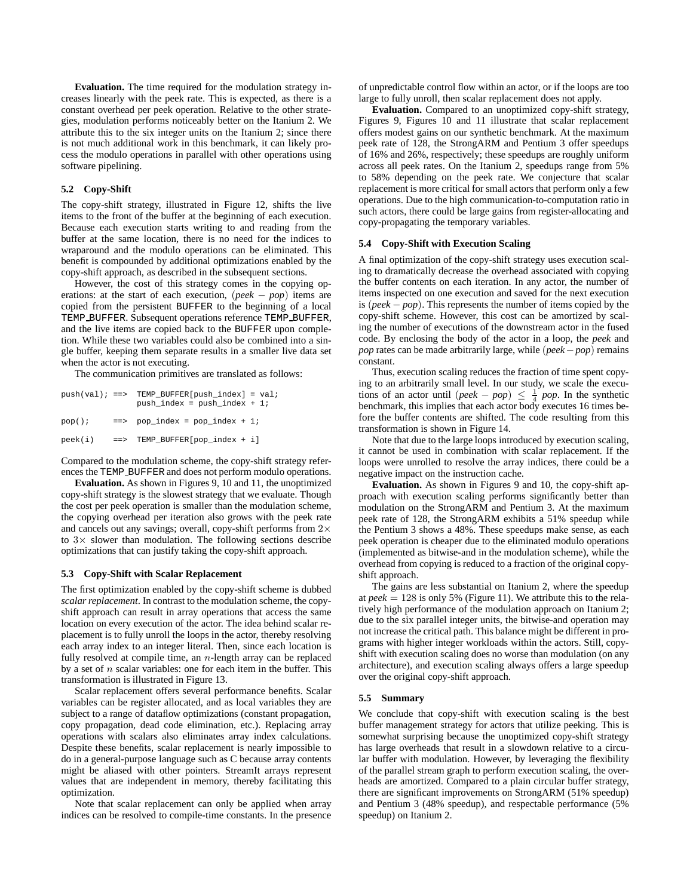**Evaluation.** The time required for the modulation strategy increases linearly with the peek rate. This is expected, as there is a constant overhead per peek operation. Relative to the other strategies, modulation performs noticeably better on the Itanium 2. We attribute this to the six integer units on the Itanium 2; since there is not much additional work in this benchmark, it can likely process the modulo operations in parallel with other operations using software pipelining.

### 5.2 Copy-Shift

The copy-shift strategy, illustrated in Figure 12, shifts the live items to the front of the buffer at the beginning of each execution. Because each execution starts writing to and reading from the buffer at the same location, there is no need for the indices to wraparound and the modulo operations can be eliminated. This benefit is compounded by additional optimizations enabled by the copy-shift approach, as described in the subsequent sections.

However, the cost of this strategy comes in the copying operations: at the start of each execution, $(peek - pop)$ items are copied from the persistent BUFFER to the beginning of a local TEMP_BUFFER. Subsequent operations reference TEMP_BUFFER, and the live items are copied back to the BUFFER upon completion. While these two variables could also be combined into a single buffer, keeping them separate results in a smaller live data set when the actor is not executing.

The communication primitives are translated as follows:

```
push(val); ==>  TEMP_BUFFER[push_index] = val;
                push_index = push_index + 1;

pop();     ==>  pop_index = pop_index + 1;

peek(i)    ==>  TEMP_BUFFER[pop_index + i]
```

Compared to the modulation scheme, the copy-shift strategy references the TEMP_BUFFER and does not perform modulo operations.

**Evaluation.** As shown in Figures 9, 10 and 11, the unoptimized copy-shift strategy is the slowest strategy that we evaluate. Though the cost per peek operation is smaller than the modulation scheme, the copying overhead per iteration also grows with the peek rate and cancels out any savings; overall, copy-shift performs from $2\times$ to $3\times$ slower than modulation. The following sections describe optimizations that can justify taking the copy-shift approach.

### 5.3 Copy-Shift with Scalar Replacement

The first optimization enabled by the copy-shift scheme is dubbed *scalar replacement*. In contrast to the modulation scheme, the copy-shift approach can result in array operations that access the same location on every execution of the actor. The idea behind scalar replacement is to fully unroll the loops in the actor, thereby resolving each array index to an integer literal. Then, since each location is fully resolved at compile time, an $n$-length array can be replaced by a set of $n$ scalar variables: one for each item in the buffer. This transformation is illustrated in Figure 13.

Scalar replacement offers several performance benefits. Scalar variables can be register allocated, and as local variables they are subject to a range of dataflow optimizations (constant propagation, copy propagation, dead code elimination, etc.). Replacing array operations with scalars also eliminates array index calculations. Despite these benefits, scalar replacement is nearly impossible to do in a general-purpose language such as C because array contents might be aliased with other pointers. StreamIt arrays represent values that are independent in memory, thereby facilitating this optimization.

Note that scalar replacement can only be applied when array indices can be resolved to compile-time constants. In the presence of unpredictable control flow within an actor, or if the loops are too large to fully unroll, then scalar replacement does not apply.

**Evaluation.** Compared to an unoptimized copy-shift strategy, Figures 9, Figures 10 and 11 illustrate that scalar replacement offers modest gains on our synthetic benchmark. At the maximum peek rate of 128, the StrongARM and Pentium 3 offer speedups of 16% and 26%, respectively; these speedups are roughly uniform across all peek rates. On the Itanium 2, speedups range from 5% to 58% depending on the peek rate. We conjecture that scalar replacement is more critical for small actors that perform only a few operations. Due to the high communication-to-computation ratio in such actors, there could be large gains from register-allocating and copy-propagating the temporary variables.

### 5.4 Copy-Shift with Execution Scaling

A final optimization of the copy-shift strategy uses execution scaling to dramatically decrease the overhead associated with copying the buffer contents on each iteration. In any actor, the number of items inspected on one execution and saved for the next execution is $(peek - pop)$. This represents the number of items copied by the copy-shift scheme. However, this cost can be amortized by scaling the number of executions of the downstream actor in the fused code. By enclosing the body of the actor in a loop, the *peek* and *pop* rates can be made arbitrarily large, while $(peek - pop)$ remains constant.

Thus, execution scaling reduces the fraction of time spent copying to an arbitrarily small level. In our study, we scale the executions of an actor until $(peek - pop) \leq \frac{1}{4}\ pop$. In the synthetic benchmark, this implies that each actor body executes 16 times before the buffer contents are shifted. The code resulting from this transformation is shown in Figure 14.

Note that due to the large loops introduced by execution scaling, it cannot be used in combination with scalar replacement. If the loops were unrolled to resolve the array indices, there could be a negative impact on the instruction cache.

**Evaluation.** As shown in Figures 9 and 10, the copy-shift approach with execution scaling performs significantly better than modulation on the StrongARM and Pentium 3. At the maximum peek rate of 128, the StrongARM exhibits a 51% speedup while the Pentium 3 shows a 48%. These speedups make sense, as each peek operation is cheaper due to the eliminated modulo operations (implemented as bitwise-and in the modulation scheme), while the overhead from copying is reduced to a fraction of the original copy-shift approach.

The gains are less substantial on Itanium 2, where the speedup at $peek = 128$ is only 5% (Figure 11). We attribute this to the relatively high performance of the modulation approach on Itanium 2; due to the six parallel integer units, the bitwise-and operation may not increase the critical path. This balance might be different in programs with higher integer workloads within the actors. Still, copy-shift with execution scaling does no worse than modulation (on any architecture), and execution scaling always offers a large speedup over the original copy-shift approach.

### 5.5 Summary

We conclude that copy-shift with execution scaling is the best buffer management strategy for actors that utilize peeking. This is somewhat surprising because the unoptimized copy-shift strategy has large overheads that result in a slowdown relative to a circular buffer with modulation. However, by leveraging the flexibility of the parallel stream graph to perform execution scaling, the overheads are amortized. Compared to a plain circular buffer strategy, there are significant improvements on StrongARM (51% speedup) and Pentium 3 (48% speedup), and respectable performance (5% speedup) on Itanium 2.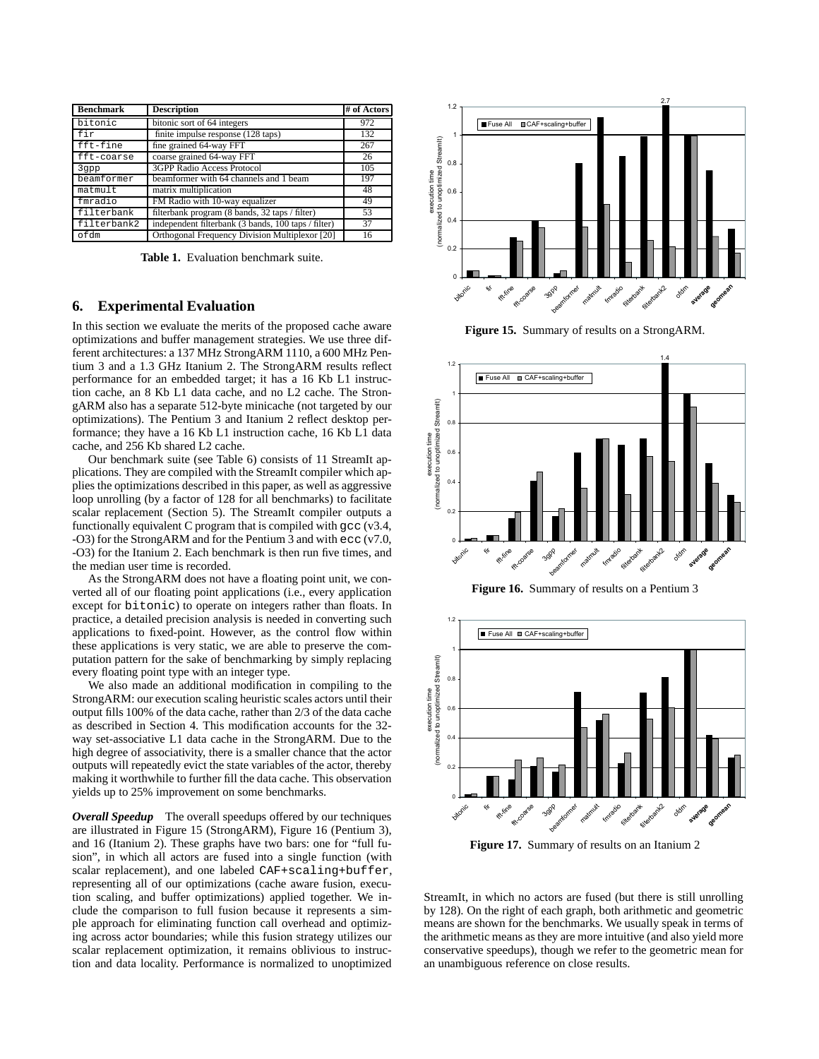| Benchmark | Description | # of Actors |
|---|---|---|
| bitonic | bitonic sort of 64 integers | 972 |
| fir | finite impulse response (128 taps) | 132 |
| fft-fine | fine grained 64-way FFT | 267 |
| fft-coarse | coarse grained 64-way FFT | 26 |
| 3gpp | 3GPP Radio Access Protocol | 105 |
| beamformer | beamformer with 64 channels and 1 beam | 197 |
| matmult | matrix multiplication | 48 |
| fmradio | FM Radio with 10-way equalizer | 49 |
| filterbank | filterbank program (8 bands, 32 taps / filter) | 53 |
| filterbank2 | independent filterbank (3 bands, 100 taps / filter) | 37 |
| ofdm | Orthogonal Frequency Division Multiplexor [20] | 16 |

**Table 1.** Evaluation benchmark suite.

## 6. Experimental Evaluation

In this section we evaluate the merits of the proposed cache aware optimizations and buffer management strategies. We use three different architectures: a 137 MHz StrongARM 1110, a 600 MHz Pentium 3 and a 1.3 GHz Itanium 2. The StrongARM results reflect performance for an embedded target; it has a 16 Kb L1 instruction cache, an 8 Kb L1 data cache, and no L2 cache. The StrongARM also has a separate 512-byte minicache (not targeted by our optimizations). The Pentium 3 and Itanium 2 reflect desktop performance; they have a 16 Kb L1 instruction cache, 16 Kb L1 data cache, and 256 Kb shared L2 cache.

Our benchmark suite (see Table 6) consists of 11 StreamIt applications. They are compiled with the StreamIt compiler which applies the optimizations described in this paper, as well as aggressive loop unrolling (by a factor of 128 for all benchmarks) to facilitate scalar replacement (Section 5). The StreamIt compiler outputs a functionally equivalent C program that is compiled with `gcc` (v3.4, -O3) for the StrongARM and for the Pentium 3 and with `ecc` (v7.0, -O3) for the Itanium 2. Each benchmark is then run five times, and the median user time is recorded.

As the StrongARM does not have a floating point unit, we converted all of our floating point applications (i.e., every application except for `bitonic`) to operate on integers rather than floats. In practice, a detailed precision analysis is needed in converting such applications to fixed-point. However, as the control flow within these applications is very static, we are able to preserve the computation pattern for the sake of benchmarking by simply replacing every floating point type with an integer type.

We also made an additional modification in compiling to the StrongARM: our execution scaling heuristic scales actors until their output fills 100% of the data cache, rather than 2/3 of the data cache as described in Section 4. This modification accounts for the 32-way set-associative L1 data cache in the StrongARM. Due to the high degree of associativity, there is a smaller chance that the actor outputs will repeatedly evict the state variables of the actor, thereby making it worthwhile to further fill the data cache. This observation yields up to 25% improvement on some benchmarks.

***Overall Speedup*** The overall speedups offered by our techniques are illustrated in Figure 15 (StrongARM), Figure 16 (Pentium 3), and 16 (Itanium 2). These graphs have two bars: one for "full fusion", in which all actors are fused into a single function (with scalar replacement), and one labeled `CAF+scaling+buffer`, representing all of our optimizations (cache aware fusion, execution scaling, and buffer optimizations) applied together. We include the comparison to full fusion because it represents a simple approach for eliminating function call overhead and optimizing across actor boundaries; while this fusion strategy utilizes our scalar replacement optimization, it remains oblivious to instruction and data locality. Performance is normalized to unoptimized StreamIt, in which no actors are fused (but there is still unrolling by 128). On the right of each graph, both arithmetic and geometric means are shown for the benchmarks. We usually speak in terms of the arithmetic means as they are more intuitive (and also yield more conservative speedups), though we refer to the geometric mean for an unambiguous reference on close results.

**Figure 15.** Summary of results on a StrongARM.

**Figure 16.** Summary of results on a Pentium 3

**Figure 17.** Summary of results on an Itanium 2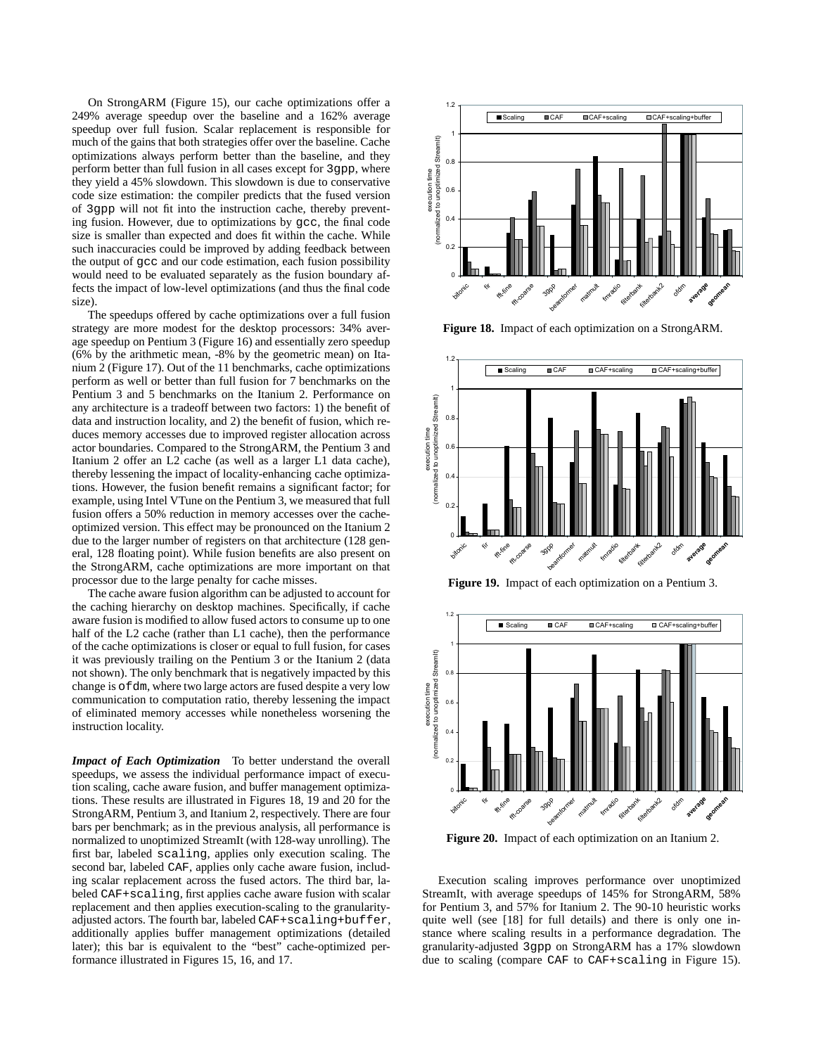On StrongARM (Figure 15), our cache optimizations offer a 249% average speedup over the baseline and a 162% average speedup over full fusion. Scalar replacement is responsible for much of the gains that both strategies offer over the baseline. Cache optimizations always perform better than the baseline, and they perform better than full fusion in all cases except for `3gpp`, where they yield a 45% slowdown. This slowdown is due to conservative code size estimation: the compiler predicts that the fused version of `3gpp` will not fit into the instruction cache, thereby preventing fusion. However, due to optimizations by `gcc`, the final code size is smaller than expected and does fit within the cache. While such inaccuracies could be improved by adding feedback between the output of `gcc` and our code estimation, each fusion possibility would need to be evaluated separately as the fusion boundary affects the impact of low-level optimizations (and thus the final code size).

The speedups offered by cache optimizations over a full fusion strategy are more modest for the desktop processors: 34% average speedup on Pentium 3 (Figure 16) and essentially zero speedup (6% by the arithmetic mean, -8% by the geometric mean) on Itanium 2 (Figure 17). Out of the 11 benchmarks, cache optimizations perform as well or better than full fusion for 7 benchmarks on the Pentium 3 and 5 benchmarks on the Itanium 2. Performance on any architecture is a tradeoff between two factors: 1) the benefit of data and instruction locality, and 2) the benefit of fusion, which reduces memory accesses due to improved register allocation across actor boundaries. Compared to the StrongARM, the Pentium 3 and Itanium 2 offer an L2 cache (as well as a larger L1 data cache), thereby lessening the impact of locality-enhancing cache optimizations. However, the fusion benefit remains a significant factor; for example, using Intel VTune on the Pentium 3, we measured that full fusion offers a 50% reduction in memory accesses over the cache-optimized version. This effect may be pronounced on the Itanium 2 due to the larger number of registers on that architecture (128 general, 128 floating point). While fusion benefits are also present on the StrongARM, cache optimizations are more important on that processor due to the large penalty for cache misses.

The cache aware fusion algorithm can be adjusted to account for the caching hierarchy on desktop machines. Specifically, if cache aware fusion is modified to allow fused actors to consume up to one half of the L2 cache (rather than L1 cache), then the performance of the cache optimizations is closer or equal to full fusion, for cases it was previously trailing on the Pentium 3 or the Itanium 2 (data not shown). The only benchmark that is negatively impacted by this change is `ofdm`, where two large actors are fused despite a very low communication to computation ratio, thereby lessening the impact of eliminated memory accesses while nonetheless worsening the instruction locality.

***Impact of Each Optimization*** To better understand the overall speedups, we assess the individual performance impact of execution scaling, cache aware fusion, and buffer management optimizations. These results are illustrated in Figures 18, 19 and 20 for the StrongARM, Pentium 3, and Itanium 2, respectively. There are four bars per benchmark; as in the previous analysis, all performance is normalized to unoptimized StreamIt (with 128-way unrolling). The first bar, labeled `scaling`, applies only execution scaling. The second bar, labeled `CAF`, applies only cache aware fusion, including scalar replacement across the fused actors. The third bar, labeled `CAF+scaling`, first applies cache aware fusion with scalar replacement and then applies execution-scaling to the granularity-adjusted actors. The fourth bar, labeled `CAF+scaling+buffer`, additionally applies buffer management optimizations (detailed later); this bar is equivalent to the "best" cache-optimized performance illustrated in Figures 15, 16, and 17.

**Figure 18.** Impact of each optimization on a StrongARM.

**Figure 19.** Impact of each optimization on a Pentium 3.

**Figure 20.** Impact of each optimization on an Itanium 2.

Execution scaling improves performance over unoptimized StreamIt, with average speedups of 145% for StrongARM, 58% for Pentium 3, and 57% for Itanium 2. The 90-10 heuristic works quite well (see [18] for full details) and there is only one instance where scaling results in a performance degradation. The granularity-adjusted `3gpp` on StrongARM has a 17% slowdown due to scaling (compare `CAF` to `CAF+scaling` in Figure 15).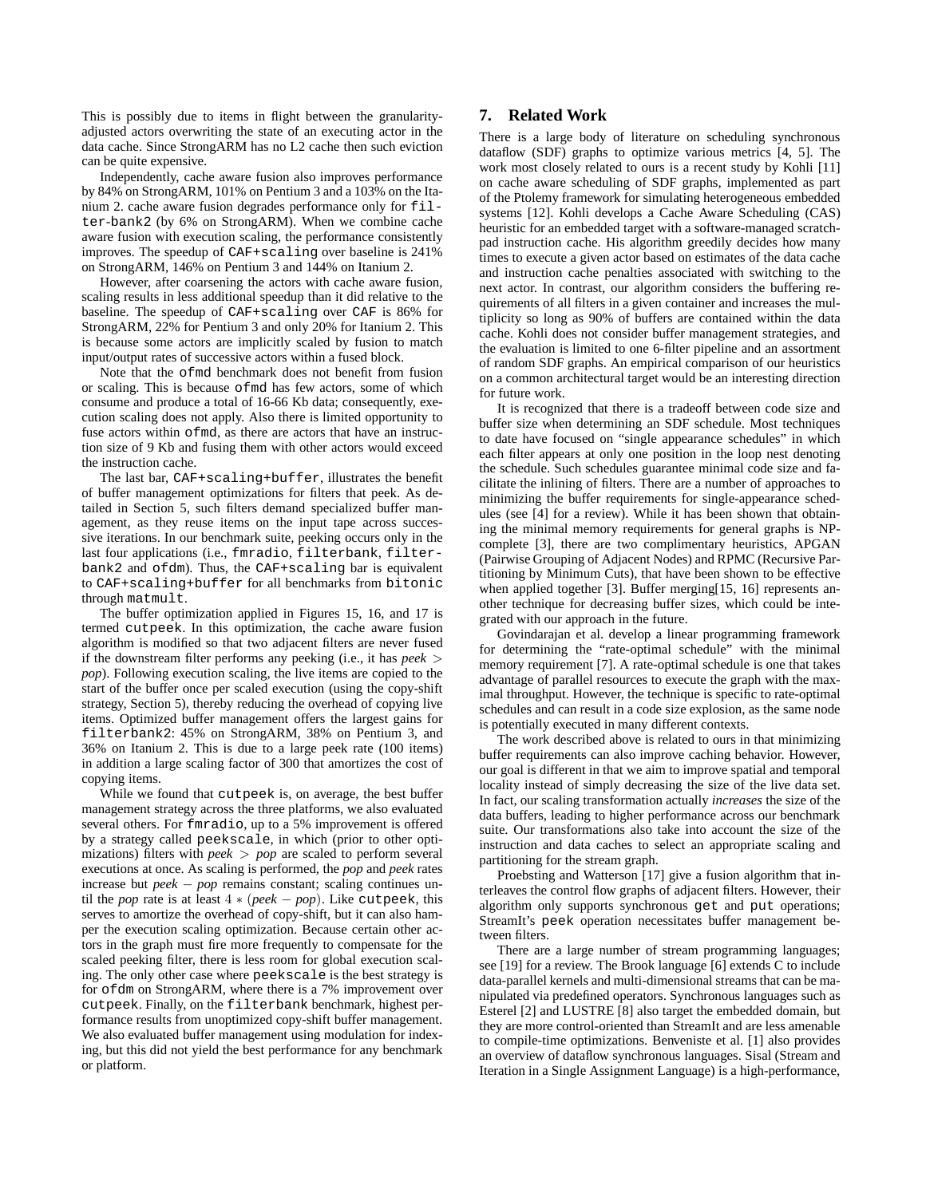This is possibly due to items in flight between the granularity-adjusted actors overwriting the state of an executing actor in the data cache. Since StrongARM has no L2 cache then such eviction can be quite expensive.

Independently, cache aware fusion also improves performance by 84% on StrongARM, 101% on Pentium 3 and a 103% on the Itanium 2. cache aware fusion degrades performance only for `filter-bank2` (by 6% on StrongARM). When we combine cache aware fusion with execution scaling, the performance consistently improves. The speedup of `CAF+scaling` over baseline is 241% on StrongARM, 146% on Pentium 3 and 144% on Itanium 2.

However, after coarsening the actors with cache aware fusion, scaling results in less additional speedup than it did relative to the baseline. The speedup of `CAF+scaling` over `CAF` is 86% for StrongARM, 22% for Pentium 3 and only 20% for Itanium 2. This is because some actors are implicitly scaled by fusion to match input/output rates of successive actors within a fused block.

Note that the `ofmd` benchmark does not benefit from fusion or scaling. This is because `ofmd` has few actors, some of which consume and produce a total of 16-66 Kb data; consequently, execution scaling does not apply. Also there is limited opportunity to fuse actors within `ofmd`, as there are actors that have an instruction size of 9 Kb and fusing them with other actors would exceed the instruction cache.

The last bar, `CAF+scaling+buffer`, illustrates the benefit of buffer management optimizations for filters that peek. As detailed in Section 5, such filters demand specialized buffer management, as they reuse items on the input tape across successive iterations. In our benchmark suite, peeking occurs only in the last four applications (i.e., `fmradio`, `filterbank`, `filterbank2` and `ofdm`). Thus, the `CAF+scaling` bar is equivalent to `CAF+scaling+buffer` for all benchmarks from `bitonic` through `matmult`.

The buffer optimization applied in Figures 15, 16, and 17 is termed `cutpeek`. In this optimization, the cache aware fusion algorithm is modified so that two adjacent filters are never fused if the downstream filter performs any peeking (i.e., it has $peek > pop$). Following execution scaling, the live items are copied to the start of the buffer once per scaled execution (using the copy-shift strategy, Section 5), thereby reducing the overhead of copying live items. Optimized buffer management offers the largest gains for `filterbank2`: 45% on StrongARM, 38% on Pentium 3, and 36% on Itanium 2. This is due to a large peek rate (100 items) in addition a large scaling factor of 300 that amortizes the cost of copying items.

While we found that `cutpeek` is, on average, the best buffer management strategy across the three platforms, we also evaluated several others. For `fmradio`, up to a 5% improvement is offered by a strategy called `peekscale`, in which (prior to other optimizations) filters with $peek > pop$ are scaled to perform several executions at once. As scaling is performed, the *pop* and *peek* rates increase but $peek - pop$ remains constant; scaling continues until the *pop* rate is at least $4 * (peek - pop)$. Like `cutpeek`, this serves to amortize the overhead of copy-shift, but it can also hamper the execution scaling optimization. Because certain other actors in the graph must fire more frequently to compensate for the scaled peeking filter, there is less room for global execution scaling. The only other case where `peekscale` is the best strategy is for `ofdm` on StrongARM, where there is a 7% improvement over `cutpeek`. Finally, on the `filterbank` benchmark, highest performance results from unoptimized copy-shift buffer management. We also evaluated buffer management using modulation for indexing, but this did not yield the best performance for any benchmark or platform.

## 7. Related Work

There is a large body of literature on scheduling synchronous dataflow (SDF) graphs to optimize various metrics [4, 5]. The work most closely related to ours is a recent study by Kohli [11] on cache aware scheduling of SDF graphs, implemented as part of the Ptolemy framework for simulating heterogeneous embedded systems [12]. Kohli develops a Cache Aware Scheduling (CAS) heuristic for an embedded target with a software-managed scratchpad instruction cache. His algorithm greedily decides how many times to execute a given actor based on estimates of the data cache and instruction cache penalties associated with switching to the next actor. In contrast, our algorithm considers the buffering requirements of all filters in a given container and increases the multiplicity so long as 90% of buffers are contained within the data cache. Kohli does not consider buffer management strategies, and the evaluation is limited to one 6-filter pipeline and an assortment of random SDF graphs. An empirical comparison of our heuristics on a common architectural target would be an interesting direction for future work.

It is recognized that there is a tradeoff between code size and buffer size when determining an SDF schedule. Most techniques to date have focused on "single appearance schedules" in which each filter appears at only one position in the loop nest denoting the schedule. Such schedules guarantee minimal code size and facilitate the inlining of filters. There are a number of approaches to minimizing the buffer requirements for single-appearance schedules (see [4] for a review). While it has been shown that obtaining the minimal memory requirements for general graphs is NP-complete [3], there are two complimentary heuristics, APGAN (Pairwise Grouping of Adjacent Nodes) and RPMC (Recursive Partitioning by Minimum Cuts), that have been shown to be effective when applied together [3]. Buffer merging[15, 16] represents another technique for decreasing buffer sizes, which could be integrated with our approach in the future.

Govindarajan et al. develop a linear programming framework for determining the "rate-optimal schedule" with the minimal memory requirement [7]. A rate-optimal schedule is one that takes advantage of parallel resources to execute the graph with the maximal throughput. However, the technique is specific to rate-optimal schedules and can result in a code size explosion, as the same node is potentially executed in many different contexts.

The work described above is related to ours in that minimizing buffer requirements can also improve caching behavior. However, our goal is different in that we aim to improve spatial and temporal locality instead of simply decreasing the size of the live data set. In fact, our scaling transformation actually *increases* the size of the data buffers, leading to higher performance across our benchmark suite. Our transformations also take into account the size of the instruction and data caches to select an appropriate scaling and partitioning for the stream graph.

Proebsting and Watterson [17] give a fusion algorithm that interleaves the control flow graphs of adjacent filters. However, their algorithm only supports synchronous `get` and `put` operations; StreamIt's `peek` operation necessitates buffer management between filters.

There are a large number of stream programming languages; see [19] for a review. The Brook language [6] extends C to include data-parallel kernels and multi-dimensional streams that can be manipulated via predefined operators. Synchronous languages such as Esterel [2] and LUSTRE [8] also target the embedded domain, but they are more control-oriented than StreamIt and are less amenable to compile-time optimizations. Benveniste et al. [1] also provides an overview of dataflow synchronous languages. Sisal (Stream and Iteration in a Single Assignment Language) is a high-performance,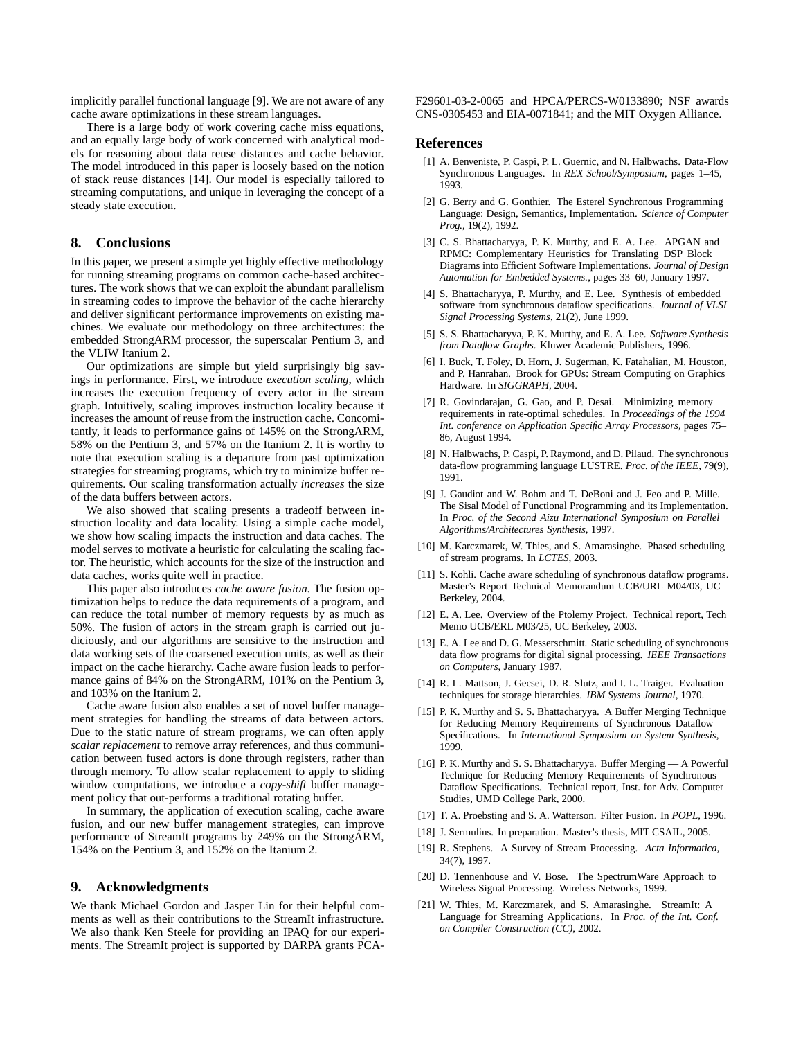implicitly parallel functional language [9]. We are not aware of any cache aware optimizations in these stream languages.

There is a large body of work covering cache miss equations, and an equally large body of work concerned with analytical models for reasoning about data reuse distances and cache behavior. The model introduced in this paper is loosely based on the notion of stack reuse distances [14]. Our model is especially tailored to streaming computations, and unique in leveraging the concept of a steady state execution.

## 8. Conclusions

In this paper, we present a simple yet highly effective methodology for running streaming programs on common cache-based architectures. The work shows that we can exploit the abundant parallelism in streaming codes to improve the behavior of the cache hierarchy and deliver significant performance improvements on existing machines. We evaluate our methodology on three architectures: the embedded StrongARM processor, the superscalar Pentium 3, and the VLIW Itanium 2.

Our optimizations are simple but yield surprisingly big savings in performance. First, we introduce *execution scaling*, which increases the execution frequency of every actor in the stream graph. Intuitively, scaling improves instruction locality because it increases the amount of reuse from the instruction cache. Concomitantly, it leads to performance gains of 145% on the StrongARM, 58% on the Pentium 3, and 57% on the Itanium 2. It is worthy to note that execution scaling is a departure from past optimization strategies for streaming programs, which try to minimize buffer requirements. Our scaling transformation actually *increases* the size of the data buffers between actors.

We also showed that scaling presents a tradeoff between instruction locality and data locality. Using a simple cache model, we show how scaling impacts the instruction and data caches. The model serves to motivate a heuristic for calculating the scaling factor. The heuristic, which accounts for the size of the instruction and data caches, works quite well in practice.

This paper also introduces *cache aware fusion*. The fusion optimization helps to reduce the data requirements of a program, and can reduce the total number of memory requests by as much as 50%. The fusion of actors in the stream graph is carried out judiciously, and our algorithms are sensitive to the instruction and data working sets of the coarsened execution units, as well as their impact on the cache hierarchy. Cache aware fusion leads to performance gains of 84% on the StrongARM, 101% on the Pentium 3, and 103% on the Itanium 2.

Cache aware fusion also enables a set of novel buffer management strategies for handling the streams of data between actors. Due to the static nature of stream programs, we can often apply *scalar replacement* to remove array references, and thus communication between fused actors is done through registers, rather than through memory. To allow scalar replacement to apply to sliding window computations, we introduce a *copy-shift* buffer management policy that out-performs a traditional rotating buffer.

In summary, the application of execution scaling, cache aware fusion, and our new buffer management strategies, can improve performance of StreamIt programs by 249% on the StrongARM, 154% on the Pentium 3, and 152% on the Itanium 2.

## 9. Acknowledgments

We thank Michael Gordon and Jasper Lin for their helpful comments as well as their contributions to the StreamIt infrastructure. We also thank Ken Steele for providing an IPAQ for our experiments. The StreamIt project is supported by DARPA grants PCA-F29601-03-2-0065 and HPCA/PERCS-W0133890; NSF awards CNS-0305453 and EIA-0071841; and the MIT Oxygen Alliance.

## References

[1] A. Benveniste, P. Caspi, P. L. Guernic, and N. Halbwachs. Data-Flow Synchronous Languages. In *REX School/Symposium*, pages 1–45, 1993.

[2] G. Berry and G. Gonthier. The Esterel Synchronous Programming Language: Design, Semantics, Implementation. *Science of Computer Prog.*, 19(2), 1992.

[3] C. S. Bhattacharyya, P. K. Murthy, and E. A. Lee. APGAN and RPMC: Complementary Heuristics for Translating DSP Block Diagrams into Efficient Software Implementations. *Journal of Design Automation for Embedded Systems.*, pages 33–60, January 1997.

[4] S. Bhattacharyya, P. Murthy, and E. Lee. Synthesis of embedded software from synchronous dataflow specifications. *Journal of VLSI Signal Processing Systems*, 21(2), June 1999.

[5] S. S. Bhattacharyya, P. K. Murthy, and E. A. Lee. *Software Synthesis from Dataflow Graphs*. Kluwer Academic Publishers, 1996.

[6] I. Buck, T. Foley, D. Horn, J. Sugerman, K. Fatahalian, M. Houston, and P. Hanrahan. Brook for GPUs: Stream Computing on Graphics Hardware. In *SIGGRAPH*, 2004.

[7] R. Govindarajan, G. Gao, and P. Desai. Minimizing memory requirements in rate-optimal schedules. In *Proceedings of the 1994 Int. conference on Application Specific Array Processors*, pages 75–86, August 1994.

[8] N. Halbwachs, P. Caspi, P. Raymond, and D. Pilaud. The synchronous data-flow programming language LUSTRE. *Proc. of the IEEE*, 79(9), 1991.

[9] J. Gaudiot and W. Bohm and T. DeBoni and J. Feo and P. Mille. The Sisal Model of Functional Programming and its Implementation. In *Proc. of the Second Aizu International Symposium on Parallel Algorithms/Architectures Synthesis*, 1997.

[10] M. Karczmarek, W. Thies, and S. Amarasinghe. Phased scheduling of stream programs. In *LCTES*, 2003.

[11] S. Kohli. Cache aware scheduling of synchronous dataflow programs. Master's Report Technical Memorandum UCB/URL M04/03, UC Berkeley, 2004.

[12] E. A. Lee. Overview of the Ptolemy Project. Technical report, Tech Memo UCB/ERL M03/25, UC Berkeley, 2003.

[13] E. A. Lee and D. G. Messerschmitt. Static scheduling of synchronous data flow programs for digital signal processing. *IEEE Transactions on Computers*, January 1987.

[14] R. L. Mattson, J. Gecsei, D. R. Slutz, and I. L. Traiger. Evaluation techniques for storage hierarchies. *IBM Systems Journal*, 1970.

[15] P. K. Murthy and S. S. Bhattacharyya. A Buffer Merging Technique for Reducing Memory Requirements of Synchronous Dataflow Specifications. In *International Symposium on System Synthesis*, 1999.

[16] P. K. Murthy and S. S. Bhattacharyya. Buffer Merging — A Powerful Technique for Reducing Memory Requirements of Synchronous Dataflow Specifications. Technical report, Inst. for Adv. Computer Studies, UMD College Park, 2000.

[17] T. A. Proebsting and S. A. Watterson. Filter Fusion. In *POPL*, 1996.

[18] J. Sermulins. In preparation. Master's thesis, MIT CSAIL, 2005.

[19] R. Stephens. A Survey of Stream Processing. *Acta Informatica*, 34(7), 1997.

[20] D. Tennenhouse and V. Bose. The SpectrumWare Approach to Wireless Signal Processing. Wireless Networks, 1999.

[21] W. Thies, M. Karczmarek, and S. Amarasinghe. StreamIt: A Language for Streaming Applications. In *Proc. of the Int. Conf. on Compiler Construction (CC)*, 2002.